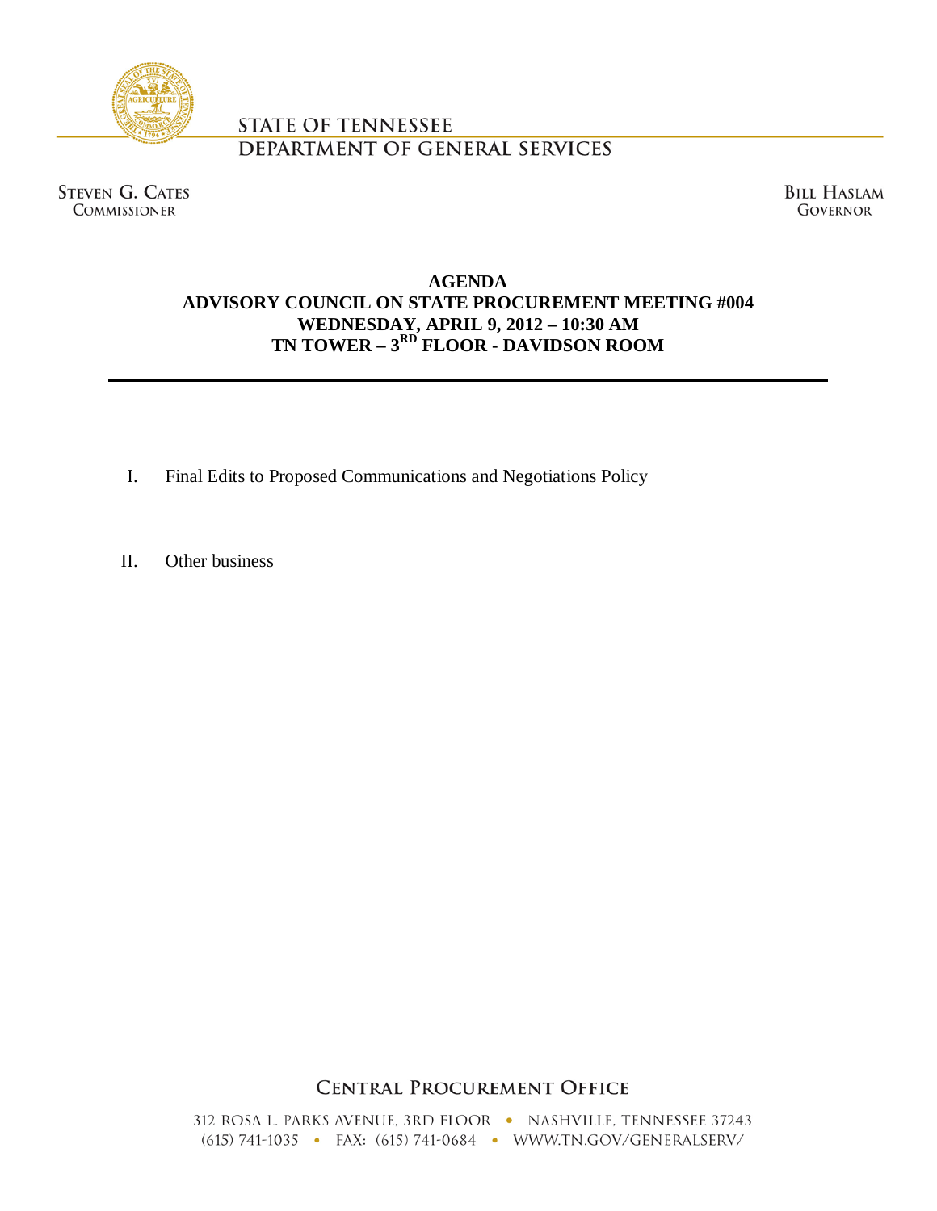STATE OF TENNESSEE
DEPARTMENT OF GENERAL SERVICES

STEVEN G. CATES
COMMISSIONER

BILL HASLAM
GOVERNOR

**AGENDA**
**ADVISORY COUNCIL ON STATE PROCUREMENT MEETING #004**
**WEDNESDAY, APRIL 9, 2012 – 10:30 AM**
**TN TOWER – 3RD FLOOR - DAVIDSON ROOM**

---

I. Final Edits to Proposed Communications and Negotiations Policy

II. Other business

CENTRAL PROCUREMENT OFFICE

312 ROSA L. PARKS AVENUE, 3RD FLOOR • NASHVILLE, TENNESSEE 37243
(615) 741-1035 • FAX: (615) 741-0684 • WWW.TN.GOV/GENERALSERV/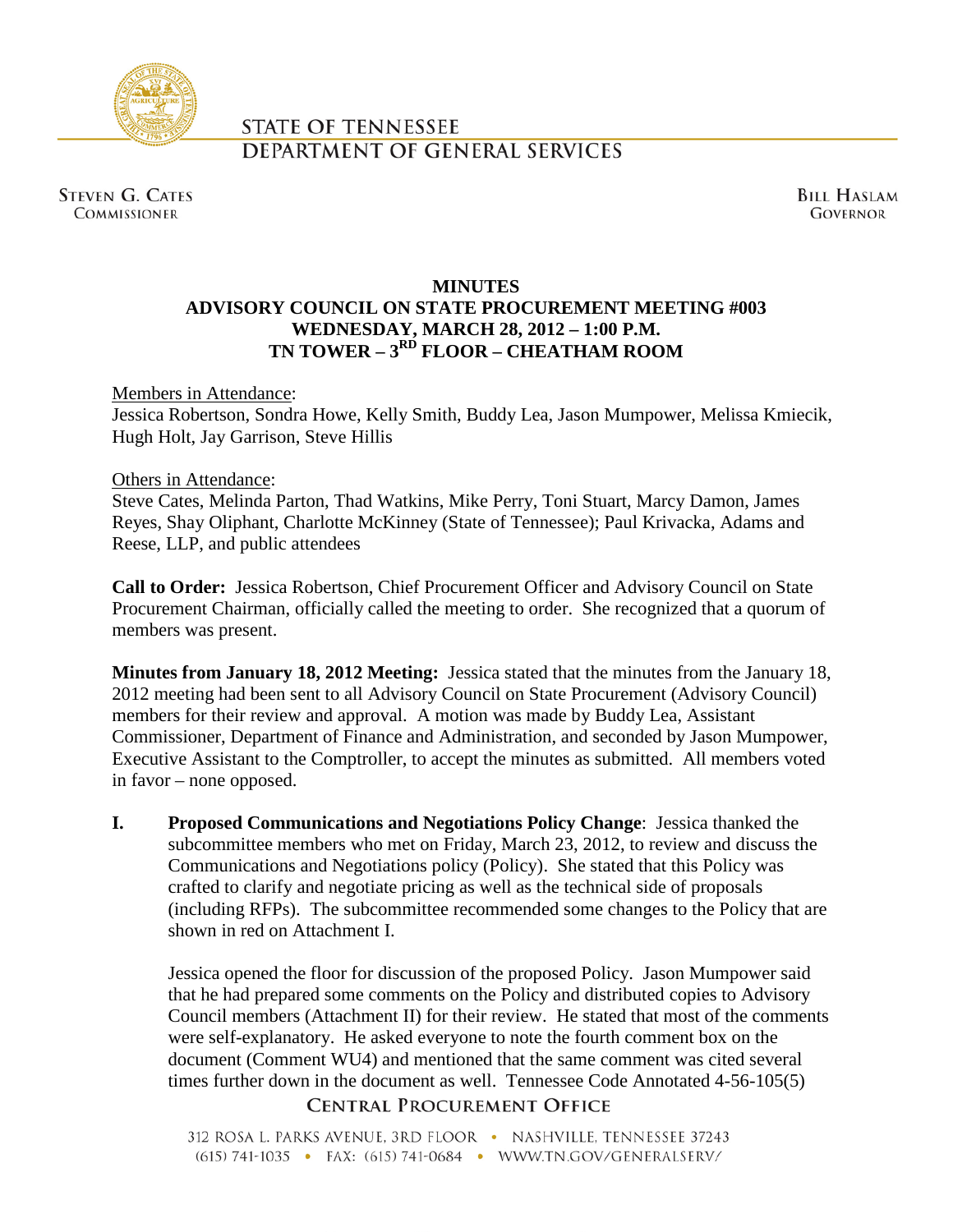STATE OF TENNESSEE
DEPARTMENT OF GENERAL SERVICES

STEVEN G. CATES
COMMISSIONER

BILL HASLAM
GOVERNOR

**MINUTES**
**ADVISORY COUNCIL ON STATE PROCUREMENT MEETING #003**
**WEDNESDAY, MARCH 28, 2012 – 1:00 P.M.**
**TN TOWER – 3RD FLOOR – CHEATHAM ROOM**

Members in Attendance:
Jessica Robertson, Sondra Howe, Kelly Smith, Buddy Lea, Jason Mumpower, Melissa Kmiecik, Hugh Holt, Jay Garrison, Steve Hillis

Others in Attendance:
Steve Cates, Melinda Parton, Thad Watkins, Mike Perry, Toni Stuart, Marcy Damon, James Reyes, Shay Oliphant, Charlotte McKinney (State of Tennessee); Paul Krivacka, Adams and Reese, LLP, and public attendees

**Call to Order:** Jessica Robertson, Chief Procurement Officer and Advisory Council on State Procurement Chairman, officially called the meeting to order. She recognized that a quorum of members was present.

**Minutes from January 18, 2012 Meeting:** Jessica stated that the minutes from the January 18, 2012 meeting had been sent to all Advisory Council on State Procurement (Advisory Council) members for their review and approval. A motion was made by Buddy Lea, Assistant Commissioner, Department of Finance and Administration, and seconded by Jason Mumpower, Executive Assistant to the Comptroller, to accept the minutes as submitted. All members voted in favor – none opposed.

**I. Proposed Communications and Negotiations Policy Change**: Jessica thanked the subcommittee members who met on Friday, March 23, 2012, to review and discuss the Communications and Negotiations policy (Policy). She stated that this Policy was crafted to clarify and negotiate pricing as well as the technical side of proposals (including RFPs). The subcommittee recommended some changes to the Policy that are shown in red on Attachment I.

Jessica opened the floor for discussion of the proposed Policy. Jason Mumpower said that he had prepared some comments on the Policy and distributed copies to Advisory Council members (Attachment II) for their review. He stated that most of the comments were self-explanatory. He asked everyone to note the fourth comment box on the document (Comment WU4) and mentioned that the same comment was cited several times further down in the document as well. Tennessee Code Annotated 4-56-105(5)

CENTRAL PROCUREMENT OFFICE

312 ROSA L. PARKS AVENUE, 3RD FLOOR • NASHVILLE, TENNESSEE 37243
(615) 741-1035 • FAX: (615) 741-0684 • WWW.TN.GOV/GENERALSERV/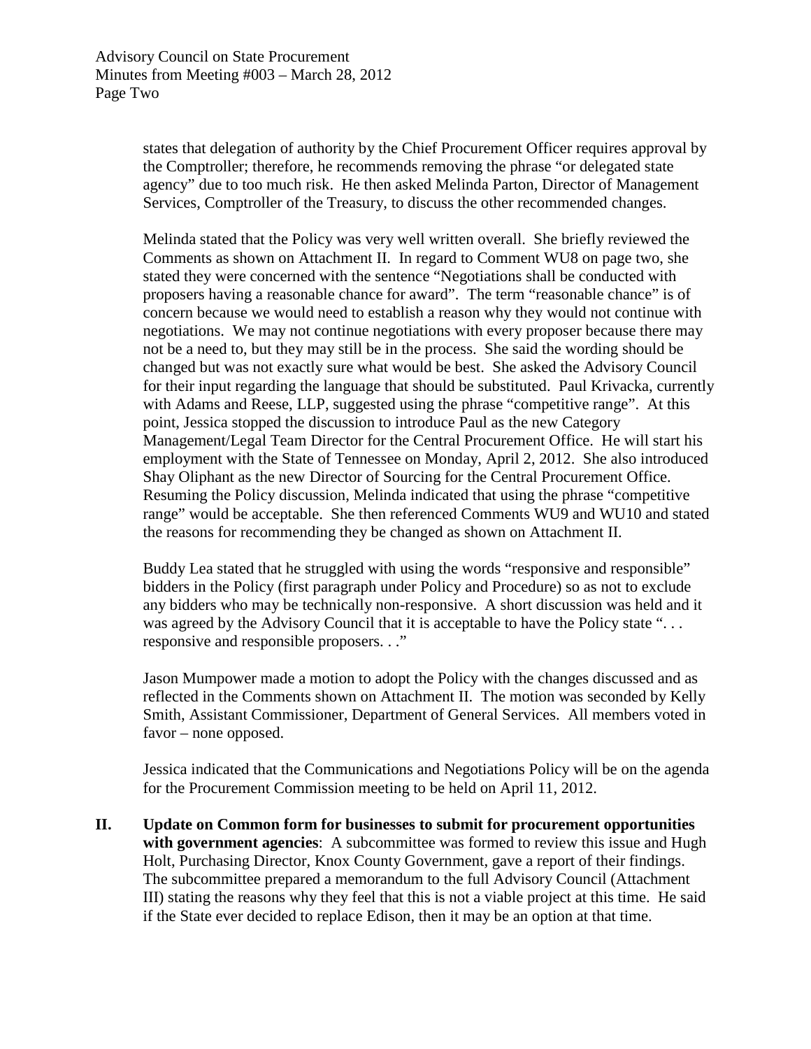states that delegation of authority by the Chief Procurement Officer requires approval by the Comptroller; therefore, he recommends removing the phrase "or delegated state agency" due to too much risk. He then asked Melinda Parton, Director of Management Services, Comptroller of the Treasury, to discuss the other recommended changes.

Melinda stated that the Policy was very well written overall. She briefly reviewed the Comments as shown on Attachment II. In regard to Comment WU8 on page two, she stated they were concerned with the sentence "Negotiations shall be conducted with proposers having a reasonable chance for award". The term "reasonable chance" is of concern because we would need to establish a reason why they would not continue with negotiations. We may not continue negotiations with every proposer because there may not be a need to, but they may still be in the process. She said the wording should be changed but was not exactly sure what would be best. She asked the Advisory Council for their input regarding the language that should be substituted. Paul Krivacka, currently with Adams and Reese, LLP, suggested using the phrase "competitive range". At this point, Jessica stopped the discussion to introduce Paul as the new Category Management/Legal Team Director for the Central Procurement Office. He will start his employment with the State of Tennessee on Monday, April 2, 2012. She also introduced Shay Oliphant as the new Director of Sourcing for the Central Procurement Office. Resuming the Policy discussion, Melinda indicated that using the phrase "competitive range" would be acceptable. She then referenced Comments WU9 and WU10 and stated the reasons for recommending they be changed as shown on Attachment II.

Buddy Lea stated that he struggled with using the words "responsive and responsible" bidders in the Policy (first paragraph under Policy and Procedure) so as not to exclude any bidders who may be technically non-responsive. A short discussion was held and it was agreed by the Advisory Council that it is acceptable to have the Policy state ". . . responsive and responsible proposers. . ."

Jason Mumpower made a motion to adopt the Policy with the changes discussed and as reflected in the Comments shown on Attachment II. The motion was seconded by Kelly Smith, Assistant Commissioner, Department of General Services. All members voted in favor – none opposed.

Jessica indicated that the Communications and Negotiations Policy will be on the agenda for the Procurement Commission meeting to be held on April 11, 2012.

**II. Update on Common form for businesses to submit for procurement opportunities with government agencies**: A subcommittee was formed to review this issue and Hugh Holt, Purchasing Director, Knox County Government, gave a report of their findings. The subcommittee prepared a memorandum to the full Advisory Council (Attachment III) stating the reasons why they feel that this is not a viable project at this time. He said if the State ever decided to replace Edison, then it may be an option at that time.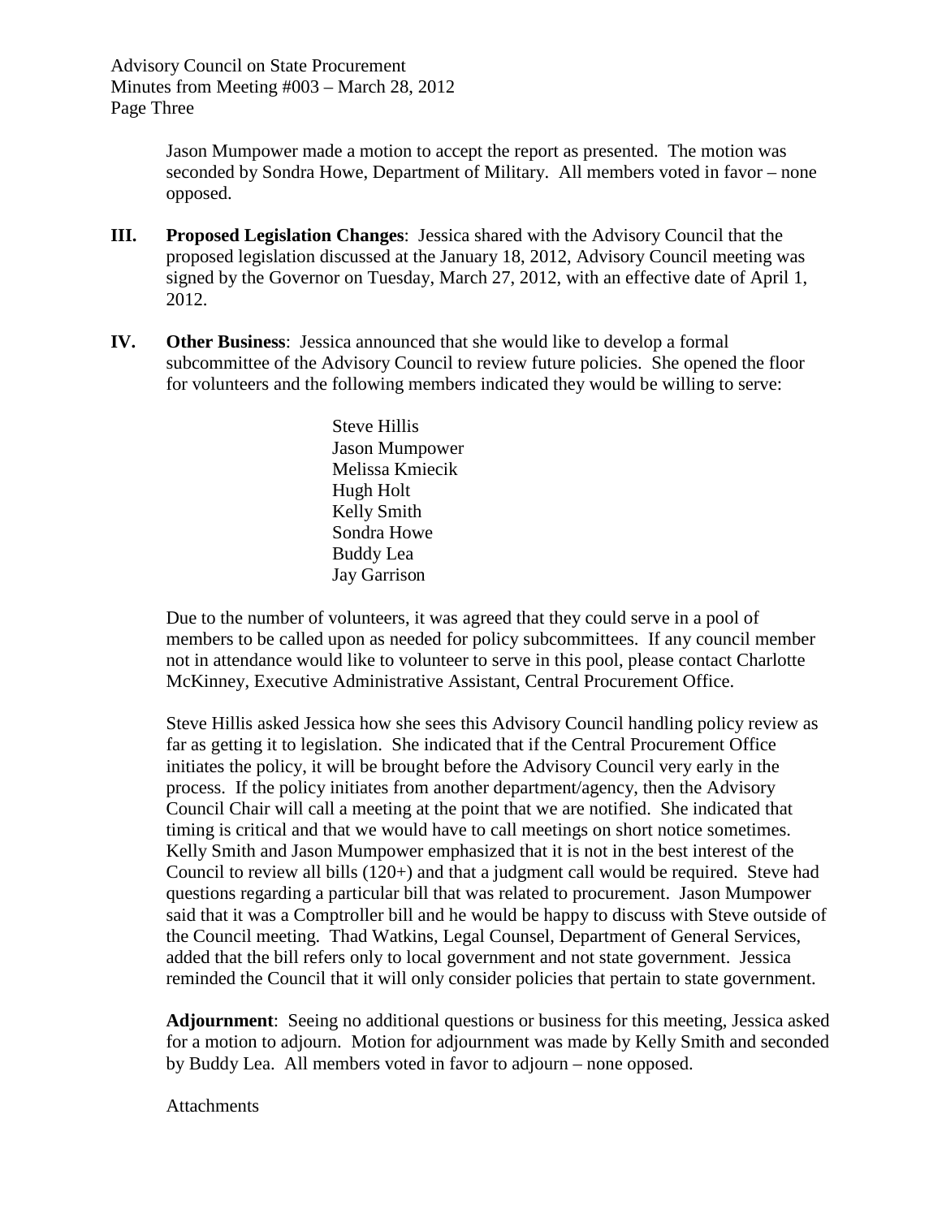Jason Mumpower made a motion to accept the report as presented. The motion was seconded by Sondra Howe, Department of Military. All members voted in favor – none opposed.

**III. Proposed Legislation Changes**: Jessica shared with the Advisory Council that the proposed legislation discussed at the January 18, 2012, Advisory Council meeting was signed by the Governor on Tuesday, March 27, 2012, with an effective date of April 1, 2012.

**IV. Other Business**: Jessica announced that she would like to develop a formal subcommittee of the Advisory Council to review future policies. She opened the floor for volunteers and the following members indicated they would be willing to serve:

Steve Hillis
Jason Mumpower
Melissa Kmiecik
Hugh Holt
Kelly Smith
Sondra Howe
Buddy Lea
Jay Garrison

Due to the number of volunteers, it was agreed that they could serve in a pool of members to be called upon as needed for policy subcommittees. If any council member not in attendance would like to volunteer to serve in this pool, please contact Charlotte McKinney, Executive Administrative Assistant, Central Procurement Office.

Steve Hillis asked Jessica how she sees this Advisory Council handling policy review as far as getting it to legislation. She indicated that if the Central Procurement Office initiates the policy, it will be brought before the Advisory Council very early in the process. If the policy initiates from another department/agency, then the Advisory Council Chair will call a meeting at the point that we are notified. She indicated that timing is critical and that we would have to call meetings on short notice sometimes. Kelly Smith and Jason Mumpower emphasized that it is not in the best interest of the Council to review all bills (120+) and that a judgment call would be required. Steve had questions regarding a particular bill that was related to procurement. Jason Mumpower said that it was a Comptroller bill and he would be happy to discuss with Steve outside of the Council meeting. Thad Watkins, Legal Counsel, Department of General Services, added that the bill refers only to local government and not state government. Jessica reminded the Council that it will only consider policies that pertain to state government.

**Adjournment**: Seeing no additional questions or business for this meeting, Jessica asked for a motion to adjourn. Motion for adjournment was made by Kelly Smith and seconded by Buddy Lea. All members voted in favor to adjourn – none opposed.

Attachments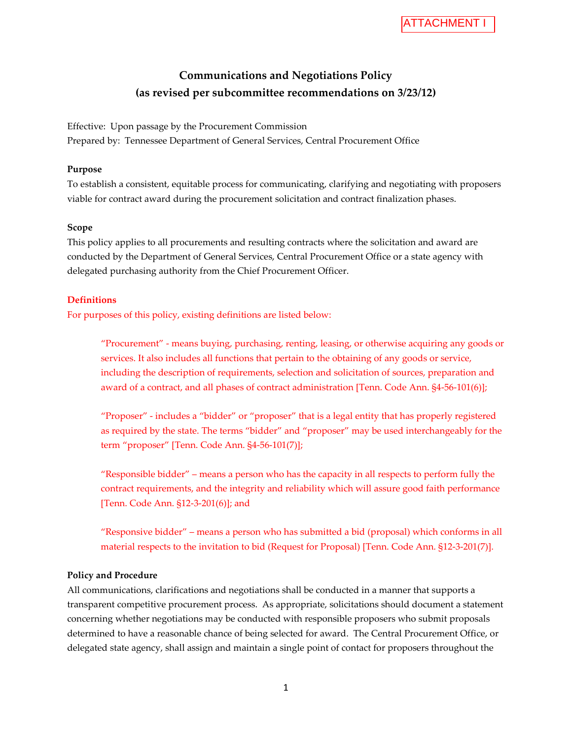ATTACHMENT I

# Communications and Negotiations Policy
## (as revised per subcommittee recommendations on 3/23/12)

Effective: Upon passage by the Procurement Commission
Prepared by: Tennessee Department of General Services, Central Procurement Office

**Purpose**
To establish a consistent, equitable process for communicating, clarifying and negotiating with proposers viable for contract award during the procurement solicitation and contract finalization phases.

**Scope**
This policy applies to all procurements and resulting contracts where the solicitation and award are conducted by the Department of General Services, Central Procurement Office or a state agency with delegated purchasing authority from the Chief Procurement Officer.

**Definitions**
For purposes of this policy, existing definitions are listed below:

> "Procurement" - means buying, purchasing, renting, leasing, or otherwise acquiring any goods or services. It also includes all functions that pertain to the obtaining of any goods or service, including the description of requirements, selection and solicitation of sources, preparation and award of a contract, and all phases of contract administration [Tenn. Code Ann. §4-56-101(6)];
>
> "Proposer" - includes a "bidder" or "proposer" that is a legal entity that has properly registered as required by the state. The terms "bidder" and "proposer" may be used interchangeably for the term "proposer" [Tenn. Code Ann. §4-56-101(7)];
>
> "Responsible bidder" – means a person who has the capacity in all respects to perform fully the contract requirements, and the integrity and reliability which will assure good faith performance [Tenn. Code Ann. §12-3-201(6)]; and
>
> "Responsive bidder" – means a person who has submitted a bid (proposal) which conforms in all material respects to the invitation to bid (Request for Proposal) [Tenn. Code Ann. §12-3-201(7)].

**Policy and Procedure**
All communications, clarifications and negotiations shall be conducted in a manner that supports a transparent competitive procurement process. As appropriate, solicitations should document a statement concerning whether negotiations may be conducted with responsible proposers who submit proposals determined to have a reasonable chance of being selected for award. The Central Procurement Office, or delegated state agency, shall assign and maintain a single point of contact for proposers throughout the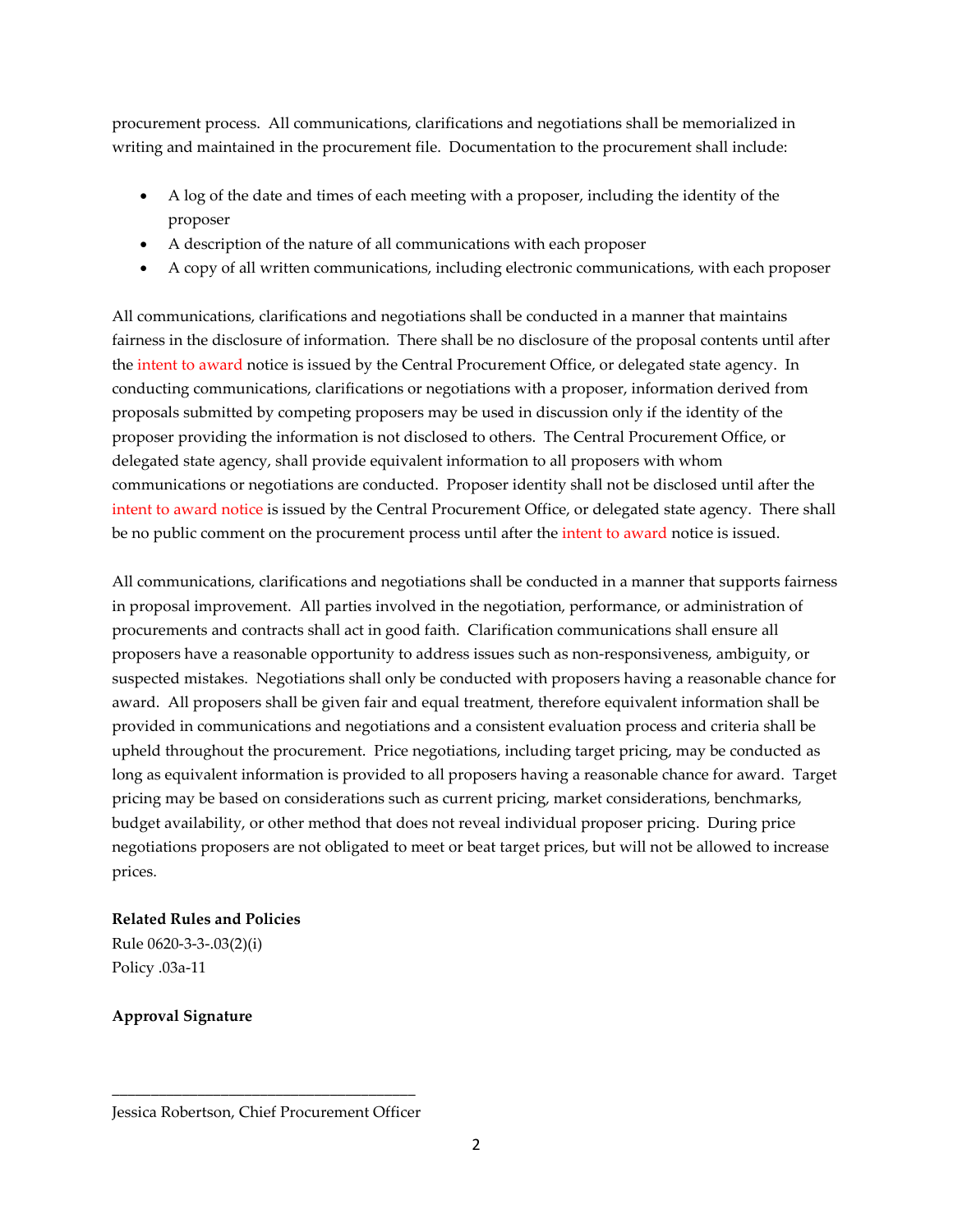procurement process. All communications, clarifications and negotiations shall be memorialized in writing and maintained in the procurement file. Documentation to the procurement shall include:

- A log of the date and times of each meeting with a proposer, including the identity of the proposer
- A description of the nature of all communications with each proposer
- A copy of all written communications, including electronic communications, with each proposer

All communications, clarifications and negotiations shall be conducted in a manner that maintains fairness in the disclosure of information. There shall be no disclosure of the proposal contents until after the intent to award notice is issued by the Central Procurement Office, or delegated state agency. In conducting communications, clarifications or negotiations with a proposer, information derived from proposals submitted by competing proposers may be used in discussion only if the identity of the proposer providing the information is not disclosed to others. The Central Procurement Office, or delegated state agency, shall provide equivalent information to all proposers with whom communications or negotiations are conducted. Proposer identity shall not be disclosed until after the intent to award notice is issued by the Central Procurement Office, or delegated state agency. There shall be no public comment on the procurement process until after the intent to award notice is issued.

All communications, clarifications and negotiations shall be conducted in a manner that supports fairness in proposal improvement. All parties involved in the negotiation, performance, or administration of procurements and contracts shall act in good faith. Clarification communications shall ensure all proposers have a reasonable opportunity to address issues such as non-responsiveness, ambiguity, or suspected mistakes. Negotiations shall only be conducted with proposers having a reasonable chance for award. All proposers shall be given fair and equal treatment, therefore equivalent information shall be provided in communications and negotiations and a consistent evaluation process and criteria shall be upheld throughout the procurement. Price negotiations, including target pricing, may be conducted as long as equivalent information is provided to all proposers having a reasonable chance for award. Target pricing may be based on considerations such as current pricing, market considerations, benchmarks, budget availability, or other method that does not reveal individual proposer pricing. During price negotiations proposers are not obligated to meet or beat target prices, but will not be allowed to increase prices.

**Related Rules and Policies**

Rule 0620-3-3-.03(2)(i)
Policy .03a-11

**Approval Signature**

_______________________________________

Jessica Robertson, Chief Procurement Officer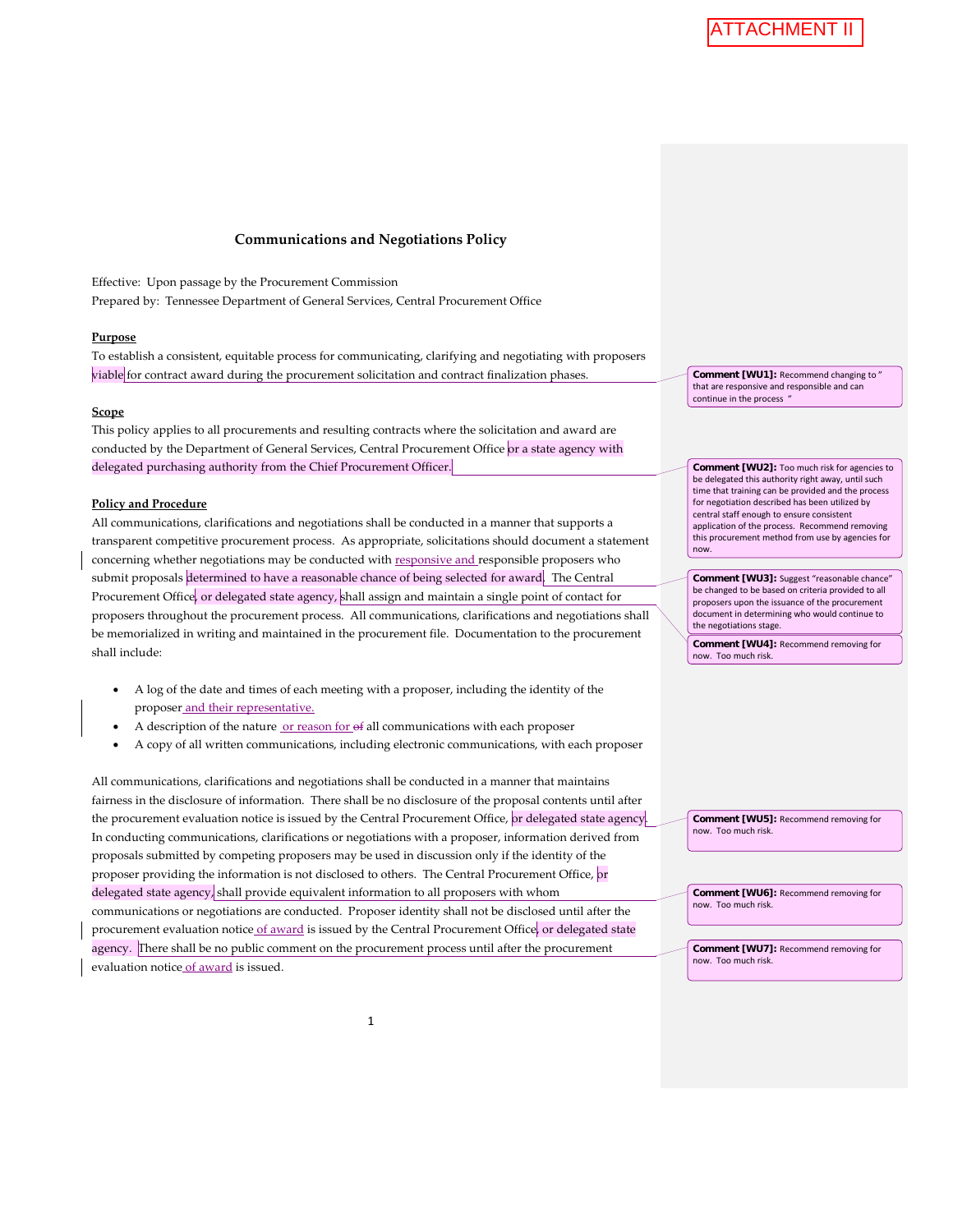ATTACHMENT II

**Communications and Negotiations Policy**

Effective: Upon passage by the Procurement Commission

Prepared by: Tennessee Department of General Services, Central Procurement Office

**Purpose**

To establish a consistent, equitable process for communicating, clarifying and negotiating with proposers viable for contract award during the procurement solicitation and contract finalization phases.

**Scope**

This policy applies to all procurements and resulting contracts where the solicitation and award are conducted by the Department of General Services, Central Procurement Office or a state agency with delegated purchasing authority from the Chief Procurement Officer.

**Policy and Procedure**

All communications, clarifications and negotiations shall be conducted in a manner that supports a transparent competitive procurement process. As appropriate, solicitations should document a statement concerning whether negotiations may be conducted with responsive and responsible proposers who submit proposals determined to have a reasonable chance of being selected for award. The Central Procurement Office, or delegated state agency, shall assign and maintain a single point of contact for proposers throughout the procurement process. All communications, clarifications and negotiations shall be memorialized in writing and maintained in the procurement file. Documentation to the procurement shall include:

- A log of the date and times of each meeting with a proposer, including the identity of the proposer and their representative.
- A description of the nature or reason for ~~of~~ all communications with each proposer
- A copy of all written communications, including electronic communications, with each proposer

All communications, clarifications and negotiations shall be conducted in a manner that maintains fairness in the disclosure of information. There shall be no disclosure of the proposal contents until after the procurement evaluation notice is issued by the Central Procurement Office, or delegated state agency. In conducting communications, clarifications or negotiations with a proposer, information derived from proposals submitted by competing proposers may be used in discussion only if the identity of the proposer providing the information is not disclosed to others. The Central Procurement Office, or delegated state agency, shall provide equivalent information to all proposers with whom communications or negotiations are conducted. Proposer identity shall not be disclosed until after the procurement evaluation notice of award is issued by the Central Procurement Office, or delegated state agency. There shall be no public comment on the procurement process until after the procurement evaluation notice of award is issued.

**Comment [WU1]:** Recommend changing to " that are responsive and responsible and can continue in the process "

**Comment [WU2]:** Too much risk for agencies to be delegated this authority right away, until such time that training can be provided and the process for negotiation described has been utilized by central staff enough to ensure consistent application of the process. Recommend removing this procurement method from use by agencies for now.

**Comment [WU3]:** Suggest "reasonable chance" be changed to be based on criteria provided to all proposers upon the issuance of the procurement document in determining who would continue to the negotiations stage.

**Comment [WU4]:** Recommend removing for now. Too much risk.

**Comment [WU5]:** Recommend removing for now. Too much risk.

**Comment [WU6]:** Recommend removing for now. Too much risk.

**Comment [WU7]:** Recommend removing for now. Too much risk.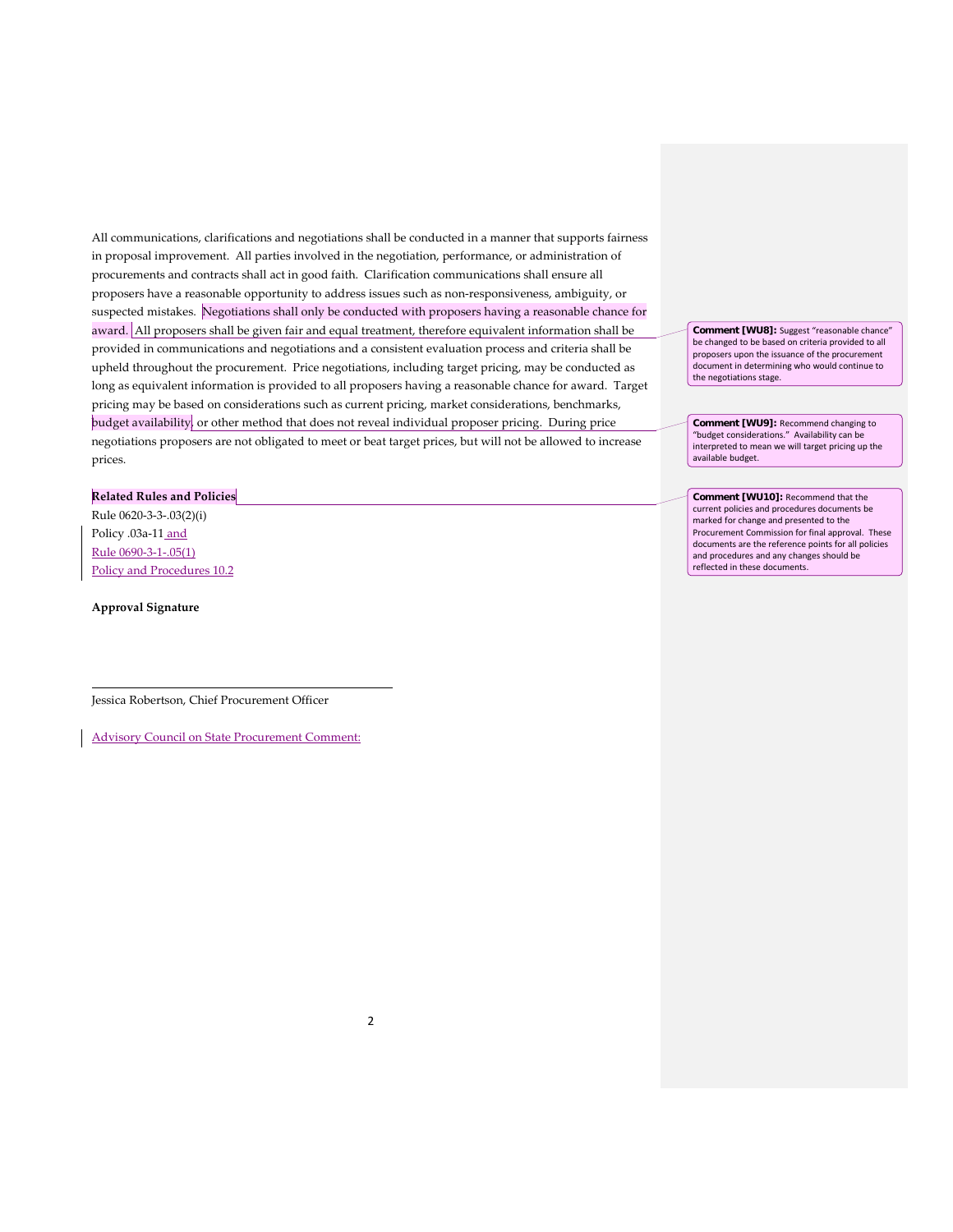All communications, clarifications and negotiations shall be conducted in a manner that supports fairness in proposal improvement. All parties involved in the negotiation, performance, or administration of procurements and contracts shall act in good faith. Clarification communications shall ensure all proposers have a reasonable opportunity to address issues such as non-responsiveness, ambiguity, or suspected mistakes. Negotiations shall only be conducted with proposers having a reasonable chance for award. All proposers shall be given fair and equal treatment, therefore equivalent information shall be provided in communications and negotiations and a consistent evaluation process and criteria shall be upheld throughout the procurement. Price negotiations, including target pricing, may be conducted as long as equivalent information is provided to all proposers having a reasonable chance for award. Target pricing may be based on considerations such as current pricing, market considerations, benchmarks, budget availability, or other method that does not reveal individual proposer pricing. During price negotiations proposers are not obligated to meet or beat target prices, but will not be allowed to increase prices.

**Related Rules and Policies**

Rule 0620-3-3-.03(2)(i)
Policy .03a-11 and
Rule 0690-3-1-.05(1)
Policy and Procedures 10.2

**Approval Signature**

Jessica Robertson, Chief Procurement Officer

Advisory Council on State Procurement Comment:

**Comment [WU8]:** Suggest "reasonable chance" be changed to be based on criteria provided to all proposers upon the issuance of the procurement document in determining who would continue to the negotiations stage.

**Comment [WU9]:** Recommend changing to "budget considerations." Availability can be interpreted to mean we will target pricing up the available budget.

**Comment [WU10]:** Recommend that the current policies and procedures documents be marked for change and presented to the Procurement Commission for final approval. These documents are the reference points for all policies and procedures and any changes should be reflected in these documents.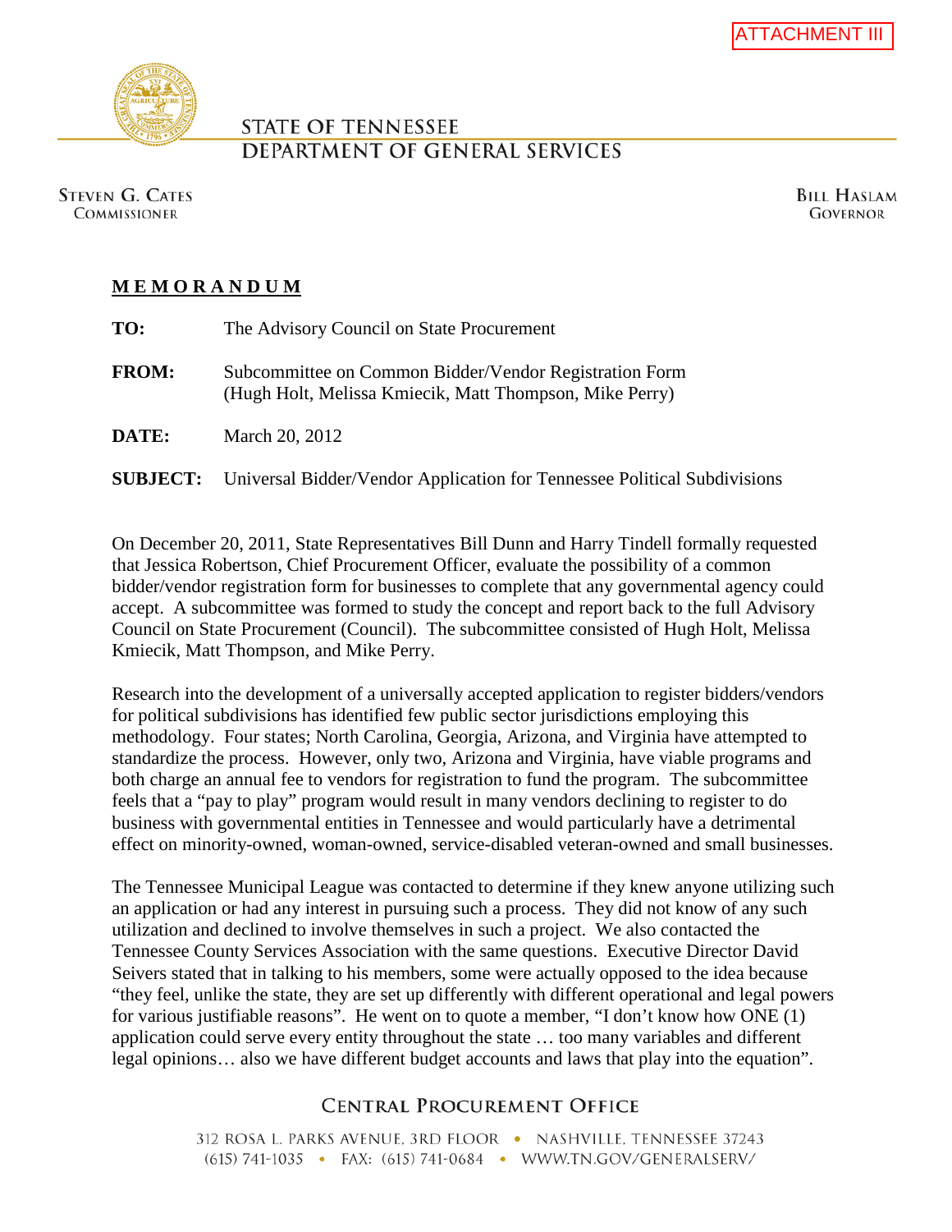ATTACHMENT III

STATE OF TENNESSEE
DEPARTMENT OF GENERAL SERVICES

STEVEN G. CATES
COMMISSIONER

BILL HASLAM
GOVERNOR

**MEMORANDUM**

**TO:** The Advisory Council on State Procurement

**FROM:** Subcommittee on Common Bidder/Vendor Registration Form (Hugh Holt, Melissa Kmiecik, Matt Thompson, Mike Perry)

**DATE:** March 20, 2012

**SUBJECT:** Universal Bidder/Vendor Application for Tennessee Political Subdivisions

On December 20, 2011, State Representatives Bill Dunn and Harry Tindell formally requested that Jessica Robertson, Chief Procurement Officer, evaluate the possibility of a common bidder/vendor registration form for businesses to complete that any governmental agency could accept. A subcommittee was formed to study the concept and report back to the full Advisory Council on State Procurement (Council). The subcommittee consisted of Hugh Holt, Melissa Kmiecik, Matt Thompson, and Mike Perry.

Research into the development of a universally accepted application to register bidders/vendors for political subdivisions has identified few public sector jurisdictions employing this methodology. Four states; North Carolina, Georgia, Arizona, and Virginia have attempted to standardize the process. However, only two, Arizona and Virginia, have viable programs and both charge an annual fee to vendors for registration to fund the program. The subcommittee feels that a "pay to play" program would result in many vendors declining to register to do business with governmental entities in Tennessee and would particularly have a detrimental effect on minority-owned, woman-owned, service-disabled veteran-owned and small businesses.

The Tennessee Municipal League was contacted to determine if they knew anyone utilizing such an application or had any interest in pursuing such a process. They did not know of any such utilization and declined to involve themselves in such a project. We also contacted the Tennessee County Services Association with the same questions. Executive Director David Seivers stated that in talking to his members, some were actually opposed to the idea because "they feel, unlike the state, they are set up differently with different operational and legal powers for various justifiable reasons". He went on to quote a member, "I don't know how ONE (1) application could serve every entity throughout the state … too many variables and different legal opinions… also we have different budget accounts and laws that play into the equation".

CENTRAL PROCUREMENT OFFICE

312 ROSA L. PARKS AVENUE, 3RD FLOOR • NASHVILLE, TENNESSEE 37243
(615) 741-1035 • FAX: (615) 741-0684 • WWW.TN.GOV/GENERALSERV/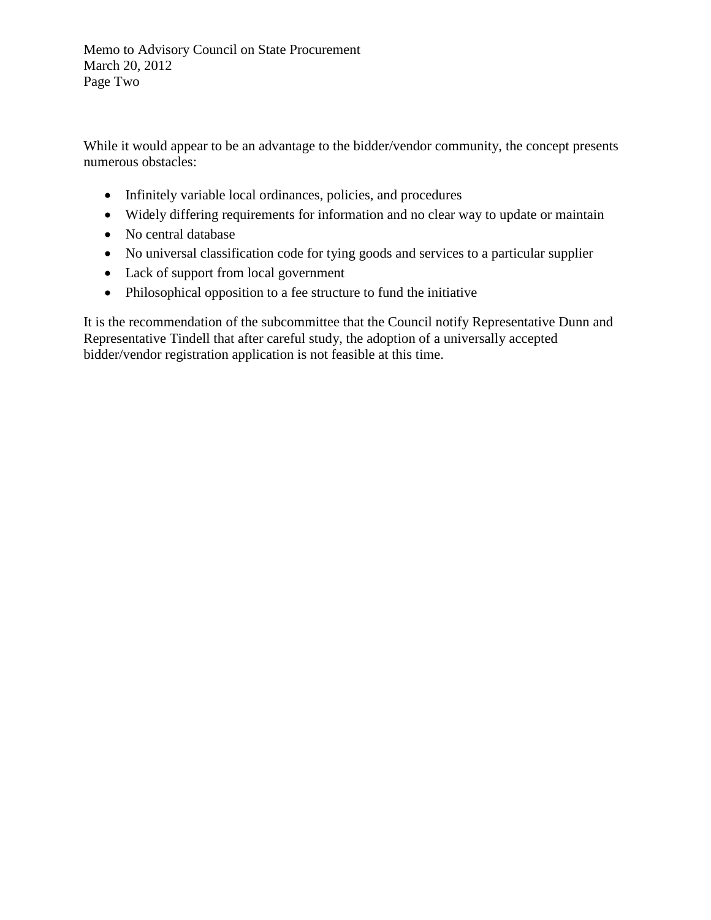While it would appear to be an advantage to the bidder/vendor community, the concept presents numerous obstacles:

- Infinitely variable local ordinances, policies, and procedures
- Widely differing requirements for information and no clear way to update or maintain
- No central database
- No universal classification code for tying goods and services to a particular supplier
- Lack of support from local government
- Philosophical opposition to a fee structure to fund the initiative

It is the recommendation of the subcommittee that the Council notify Representative Dunn and Representative Tindell that after careful study, the adoption of a universally accepted bidder/vendor registration application is not feasible at this time.